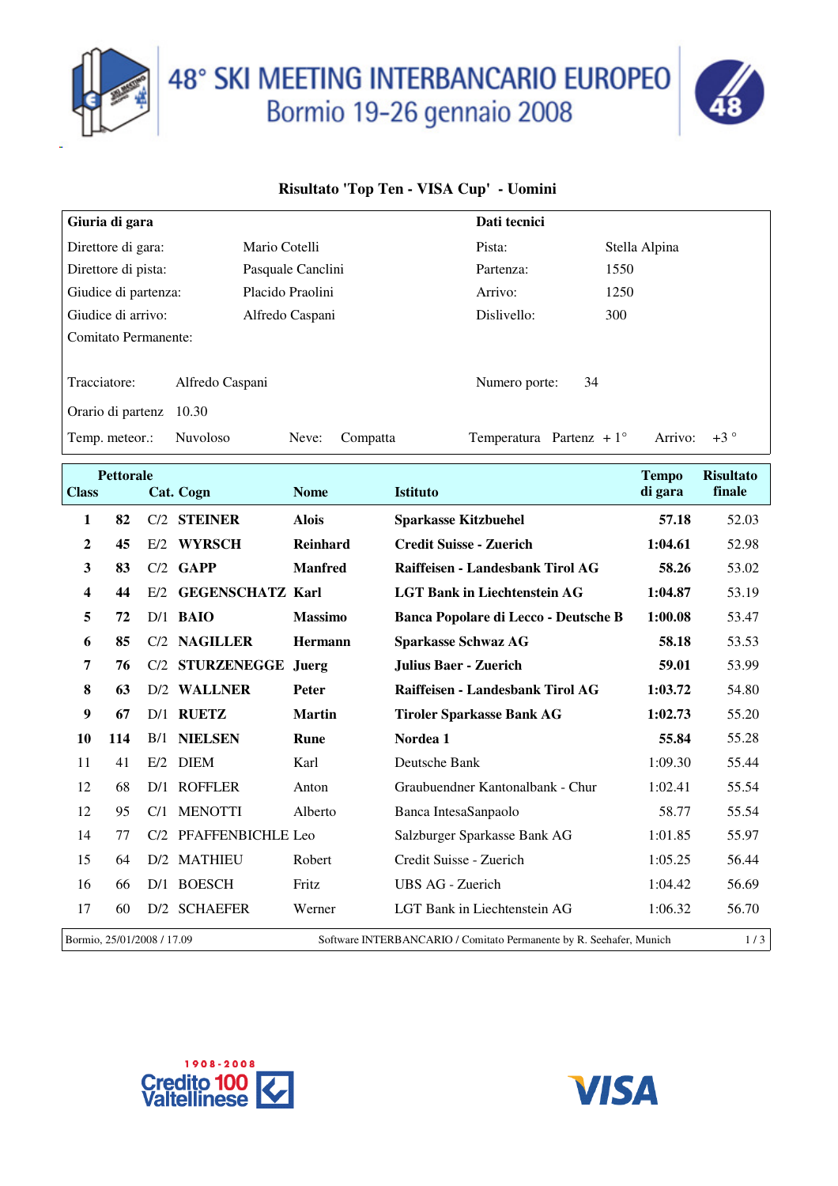# 48° SKI MEETING INTERBANCARIO EUROPEO
## Bormio 19-26 gennaio 2008

### Risultato 'Top Ten - VISA Cup' - Uomini

| **Giuria di gara** | | **Dati tecnici** | |
|---|---|---|---|
| Direttore di gara: | Mario Cotelli | Pista: | Stella Alpina |
| Direttore di pista: | Pasquale Canclini | Partenza: | 1550 |
| Giudice di partenza: | Placido Praolini | Arrivo: | 1250 |
| Giudice di arrivo: | Alfredo Caspani | Dislivello: | 300 |
| Comitato Permanente: | | | |
| Tracciatore: | Alfredo Caspani | Numero porte: | 34 |
| Orario di partenz | 10.30 | | |
| Temp. meteor.: | Nuvoloso | Neve: | Compatta |
| Temperatura | Partenz + 1° | Arrivo: | +3 ° |

| Class | Pettorale | Cat. | Cogn | Nome | Istituto | Tempo di gara | Risultato finale |
|---|---|---|---|---|---|---|---|
| **1** | **82** | C/2 | **STEINER** | **Alois** | **Sparkasse Kitzbuehel** | **57.18** | 52.03 |
| **2** | **45** | E/2 | **WYRSCH** | **Reinhard** | **Credit Suisse - Zuerich** | **1:04.61** | 52.98 |
| **3** | **83** | C/2 | **GAPP** | **Manfred** | **Raiffeisen - Landesbank Tirol AG** | **58.26** | 53.02 |
| **4** | **44** | E/2 | **GEGENSCHATZ** | **Karl** | **LGT Bank in Liechtenstein AG** | **1:04.87** | 53.19 |
| **5** | **72** | D/1 | **BAIO** | **Massimo** | **Banca Popolare di Lecco - Deutsche B** | **1:00.08** | 53.47 |
| **6** | **85** | C/2 | **NAGILLER** | **Hermann** | **Sparkasse Schwaz AG** | **58.18** | 53.53 |
| **7** | **76** | C/2 | **STURZENEGGE** | **Juerg** | **Julius Baer - Zuerich** | **59.01** | 53.99 |
| **8** | **63** | D/2 | **WALLNER** | **Peter** | **Raiffeisen - Landesbank Tirol AG** | **1:03.72** | 54.80 |
| **9** | **67** | D/1 | **RUETZ** | **Martin** | **Tiroler Sparkasse Bank AG** | **1:02.73** | 55.20 |
| **10** | **114** | B/1 | **NIELSEN** | **Rune** | **Nordea 1** | **55.84** | 55.28 |
| 11 | 41 | E/2 | DIEM | Karl | Deutsche Bank | 1:09.30 | 55.44 |
| 12 | 68 | D/1 | ROFFLER | Anton | Graubuendner Kantonalbank - Chur | 1:02.41 | 55.54 |
| 12 | 95 | C/1 | MENOTTI | Alberto | Banca IntesaSanpaolo | 58.77 | 55.54 |
| 14 | 77 | C/2 | PFAFFENBICHLE | Leo | Salzburger Sparkasse Bank AG | 1:01.85 | 55.97 |
| 15 | 64 | D/2 | MATHIEU | Robert | Credit Suisse - Zuerich | 1:05.25 | 56.44 |
| 16 | 66 | D/1 | BOESCH | Fritz | UBS AG - Zuerich | 1:04.42 | 56.69 |
| 17 | 60 | D/2 | SCHAEFER | Werner | LGT Bank in Liechtenstein AG | 1:06.32 | 56.70 |

Bormio, 25/01/2008 / 17.09 — Software INTERBANCARIO / Comitato Permanente by R. Seehafer, Munich

Credito Valtellinese 1908-2008 — VISA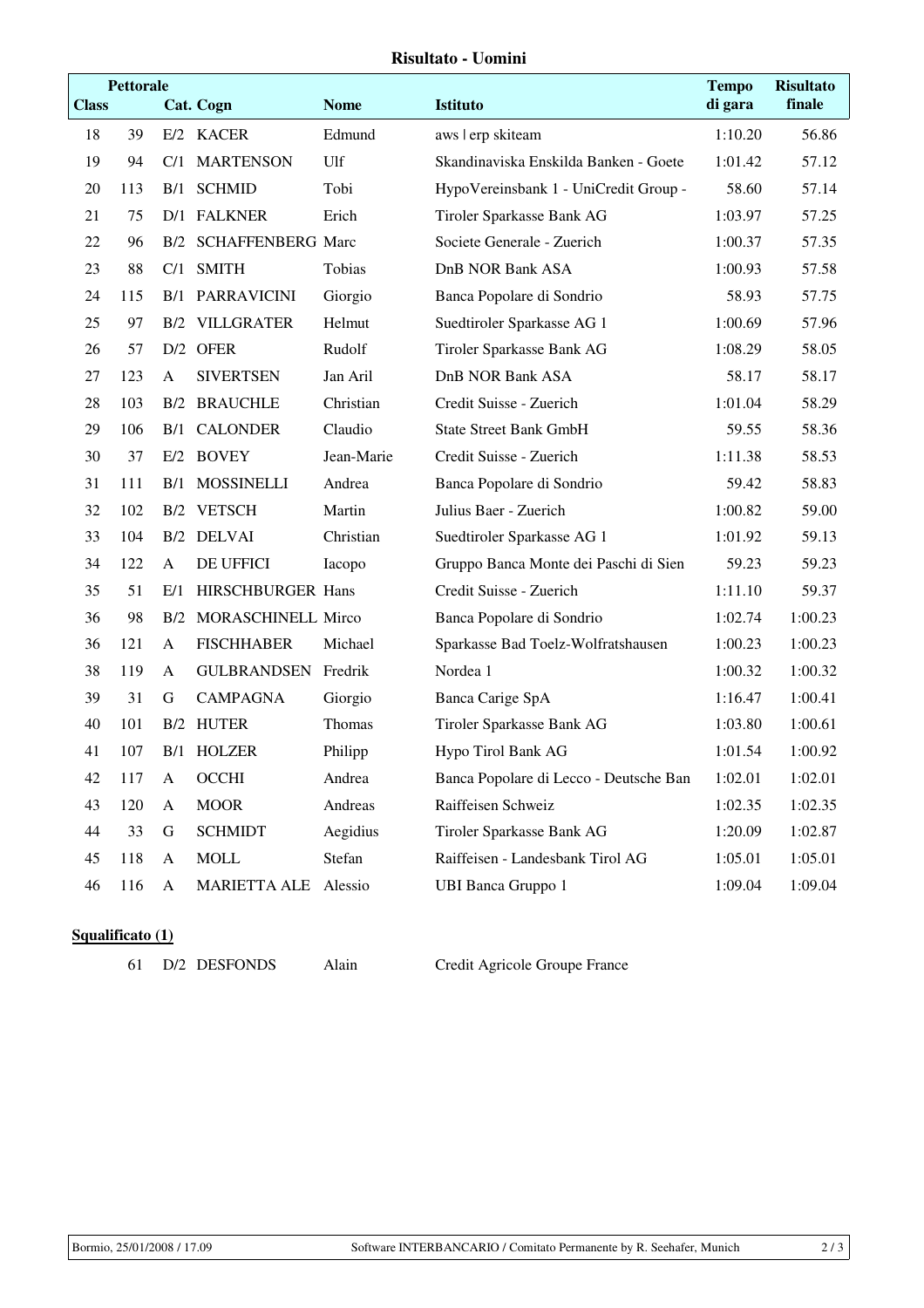**Risultato - Uomini**

| Class | Pettorale | Cat. | Cogn | Nome | Istituto | Tempo di gara | Risultato finale |
|---|---|---|---|---|---|---|---|
| 18 | 39 | E/2 | KACER | Edmund | aws \| erp skiteam | 1:10.20 | 56.86 |
| 19 | 94 | C/1 | MARTENSON | Ulf | Skandinaviska Enskilda Banken - Goete | 1:01.42 | 57.12 |
| 20 | 113 | B/1 | SCHMID | Tobi | HypoVereinsbank 1 - UniCredit Group - | 58.60 | 57.14 |
| 21 | 75 | D/1 | FALKNER | Erich | Tiroler Sparkasse Bank AG | 1:03.97 | 57.25 |
| 22 | 96 | B/2 | SCHAFFENBERG | Marc | Societe Generale - Zuerich | 1:00.37 | 57.35 |
| 23 | 88 | C/1 | SMITH | Tobias | DnB NOR Bank ASA | 1:00.93 | 57.58 |
| 24 | 115 | B/1 | PARRAVICINI | Giorgio | Banca Popolare di Sondrio | 58.93 | 57.75 |
| 25 | 97 | B/2 | VILLGRATER | Helmut | Suedtiroler Sparkasse AG 1 | 1:00.69 | 57.96 |
| 26 | 57 | D/2 | OFER | Rudolf | Tiroler Sparkasse Bank AG | 1:08.29 | 58.05 |
| 27 | 123 | A | SIVERTSEN | Jan Aril | DnB NOR Bank ASA | 58.17 | 58.17 |
| 28 | 103 | B/2 | BRAUCHLE | Christian | Credit Suisse - Zuerich | 1:01.04 | 58.29 |
| 29 | 106 | B/1 | CALONDER | Claudio | State Street Bank GmbH | 59.55 | 58.36 |
| 30 | 37 | E/2 | BOVEY | Jean-Marie | Credit Suisse - Zuerich | 1:11.38 | 58.53 |
| 31 | 111 | B/1 | MOSSINELLI | Andrea | Banca Popolare di Sondrio | 59.42 | 58.83 |
| 32 | 102 | B/2 | VETSCH | Martin | Julius Baer - Zuerich | 1:00.82 | 59.00 |
| 33 | 104 | B/2 | DELVAI | Christian | Suedtiroler Sparkasse AG 1 | 1:01.92 | 59.13 |
| 34 | 122 | A | DE UFFICI | Iacopo | Gruppo Banca Monte dei Paschi di Sien | 59.23 | 59.23 |
| 35 | 51 | E/1 | HIRSCHBURGER | Hans | Credit Suisse - Zuerich | 1:11.10 | 59.37 |
| 36 | 98 | B/2 | MORASCHINELL | Mirco | Banca Popolare di Sondrio | 1:02.74 | 1:00.23 |
| 36 | 121 | A | FISCHHABER | Michael | Sparkasse Bad Toelz-Wolfratshausen | 1:00.23 | 1:00.23 |
| 38 | 119 | A | GULBRANDSEN | Fredrik | Nordea 1 | 1:00.32 | 1:00.32 |
| 39 | 31 | G | CAMPAGNA | Giorgio | Banca Carige SpA | 1:16.47 | 1:00.41 |
| 40 | 101 | B/2 | HUTER | Thomas | Tiroler Sparkasse Bank AG | 1:03.80 | 1:00.61 |
| 41 | 107 | B/1 | HOLZER | Philipp | Hypo Tirol Bank AG | 1:01.54 | 1:00.92 |
| 42 | 117 | A | OCCHI | Andrea | Banca Popolare di Lecco - Deutsche Ban | 1:02.01 | 1:02.01 |
| 43 | 120 | A | MOOR | Andreas | Raiffeisen Schweiz | 1:02.35 | 1:02.35 |
| 44 | 33 | G | SCHMIDT | Aegidius | Tiroler Sparkasse Bank AG | 1:20.09 | 1:02.87 |
| 45 | 118 | A | MOLL | Stefan | Raiffeisen - Landesbank Tirol AG | 1:05.01 | 1:05.01 |
| 46 | 116 | A | MARIETTA ALE | Alessio | UBI Banca Gruppo 1 | 1:09.04 | 1:09.04 |

**Squalificato (1)**

| Pettorale | Cat. | Cogn | Nome | Istituto |
|---|---|---|---|---|
| 61 | D/2 | DESFONDS | Alain | Credit Agricole Groupe France |

Bormio, 25/01/2008 / 17.09 — Software INTERBANCARIO / Comitato Permanente by R. Seehafer, Munich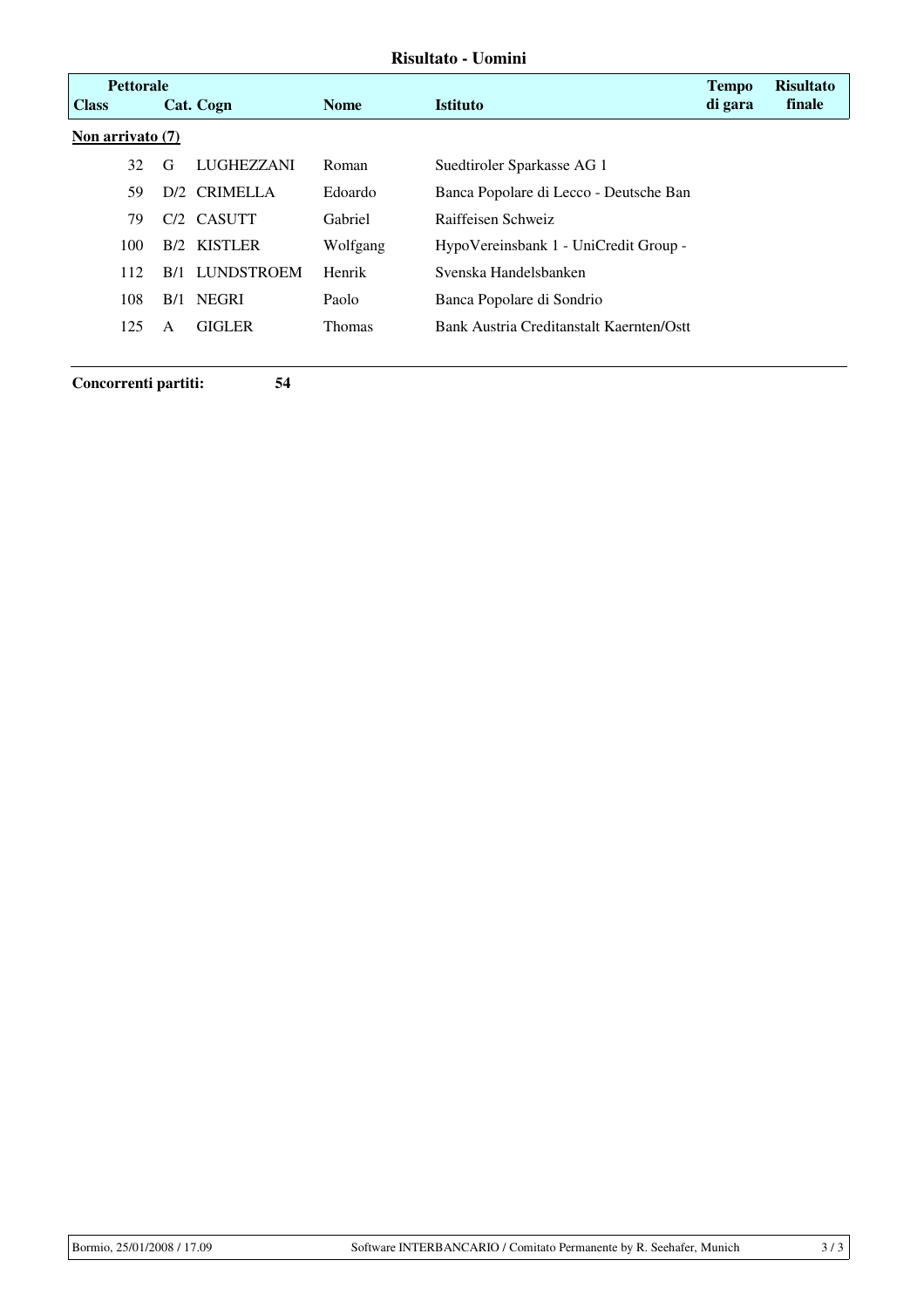## Risultato - Uomini

| Class | Pettorale | Cat. | Cogn | Nome | Istituto | Tempo di gara | Risultato finale |
|---|---|---|---|---|---|---|---|
| **Non arrivato (7)** | | | | | | | |
| | 32 | G | LUGHEZZANI | Roman | Suedtiroler Sparkasse AG 1 | | |
| | 59 | D/2 | CRIMELLA | Edoardo | Banca Popolare di Lecco - Deutsche Ban | | |
| | 79 | C/2 | CASUTT | Gabriel | Raiffeisen Schweiz | | |
| | 100 | B/2 | KISTLER | Wolfgang | HypoVereinsbank 1 - UniCredit Group - | | |
| | 112 | B/1 | LUNDSTROEM | Henrik | Svenska Handelsbanken | | |
| | 108 | B/1 | NEGRI | Paolo | Banca Popolare di Sondrio | | |
| | 125 | A | GIGLER | Thomas | Bank Austria Creditanstalt Kaernten/Ostt | | |

**Concorrenti partiti:** **54**

Bormio, 25/01/2008 / 17.09 — Software INTERBANCARIO / Comitato Permanente by R. Seehafer, Munich